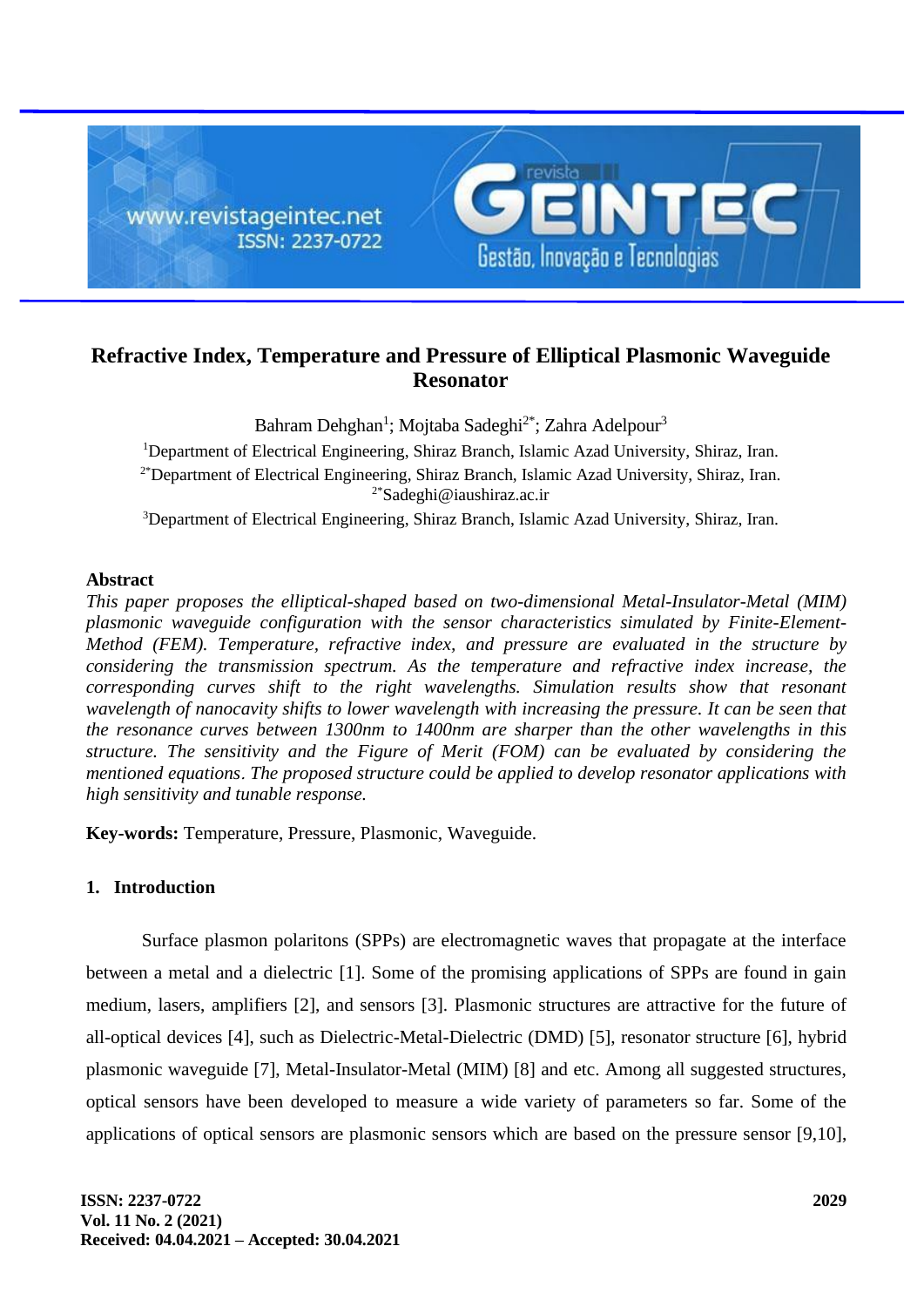# Refractive Index, Temperature and Pressure of Elliptical Plasmonic Waveguide Resonator

Bahram Dehghan[1]; Mojtaba Sadeghi[2*]; Zahra Adelpour[3]

[1]Department of Electrical Engineering, Shiraz Branch, Islamic Azad University, Shiraz, Iran.
[2*]Department of Electrical Engineering, Shiraz Branch, Islamic Azad University, Shiraz, Iran.
[2*]Sadeghi@iaushiraz.ac.ir
[3]Department of Electrical Engineering, Shiraz Branch, Islamic Azad University, Shiraz, Iran.

## Abstract

*This paper proposes the elliptical-shaped based on two-dimensional Metal-Insulator-Metal (MIM) plasmonic waveguide configuration with the sensor characteristics simulated by Finite-Element-Method (FEM). Temperature, refractive index, and pressure are evaluated in the structure by considering the transmission spectrum. As the temperature and refractive index increase, the corresponding curves shift to the right wavelengths. Simulation results show that resonant wavelength of nanocavity shifts to lower wavelength with increasing the pressure. It can be seen that the resonance curves between 1300nm to 1400nm are sharper than the other wavelengths in this structure. The sensitivity and the Figure of Merit (FOM) can be evaluated by considering the mentioned equations. The proposed structure could be applied to develop resonator applications with high sensitivity and tunable response.*

**Key-words:** Temperature, Pressure, Plasmonic, Waveguide.

## 1. Introduction

Surface plasmon polaritons (SPPs) are electromagnetic waves that propagate at the interface between a metal and a dielectric [1]. Some of the promising applications of SPPs are found in gain medium, lasers, amplifiers [2], and sensors [3]. Plasmonic structures are attractive for the future of all-optical devices [4], such as Dielectric-Metal-Dielectric (DMD) [5], resonator structure [6], hybrid plasmonic waveguide [7], Metal-Insulator-Metal (MIM) [8] and etc. Among all suggested structures, optical sensors have been developed to measure a wide variety of parameters so far. Some of the applications of optical sensors are plasmonic sensors which are based on the pressure sensor [9,10],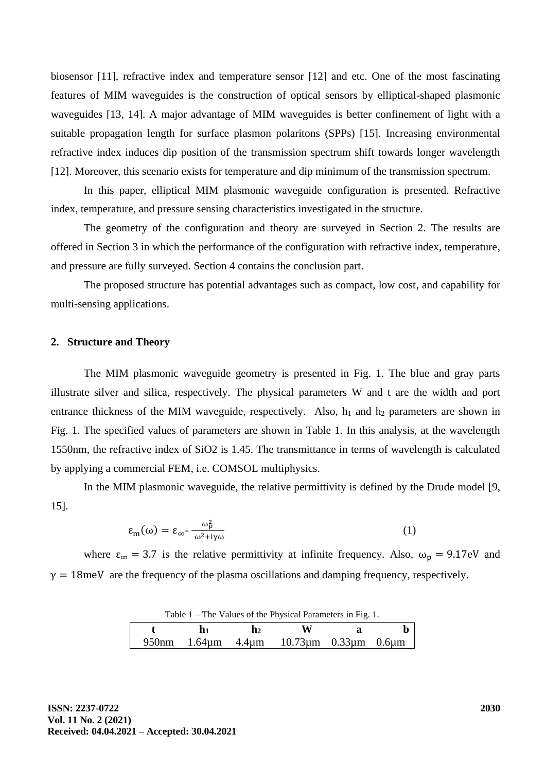biosensor [11], refractive index and temperature sensor [12] and etc. One of the most fascinating features of MIM waveguides is the construction of optical sensors by elliptical-shaped plasmonic waveguides [13, 14]. A major advantage of MIM waveguides is better confinement of light with a suitable propagation length for surface plasmon polaritons (SPPs) [15]. Increasing environmental refractive index induces dip position of the transmission spectrum shift towards longer wavelength [12]. Moreover, this scenario exists for temperature and dip minimum of the transmission spectrum.

In this paper, elliptical MIM plasmonic waveguide configuration is presented. Refractive index, temperature, and pressure sensing characteristics investigated in the structure.

The geometry of the configuration and theory are surveyed in Section 2. The results are offered in Section 3 in which the performance of the configuration with refractive index, temperature, and pressure are fully surveyed. Section 4 contains the conclusion part.

The proposed structure has potential advantages such as compact, low cost, and capability for multi-sensing applications.

## 2. Structure and Theory

The MIM plasmonic waveguide geometry is presented in Fig. 1. The blue and gray parts illustrate silver and silica, respectively. The physical parameters W and t are the width and port entrance thickness of the MIM waveguide, respectively. Also, $h_1$ and $h_2$ parameters are shown in Fig. 1. The specified values of parameters are shown in Table 1. In this analysis, at the wavelength 1550nm, the refractive index of SiO2 is 1.45. The transmittance in terms of wavelength is calculated by applying a commercial FEM, i.e. COMSOL multiphysics.

In the MIM plasmonic waveguide, the relative permittivity is defined by the Drude model [9, 15].

$$\varepsilon_{\mathrm{m}}(\omega) = \varepsilon_{\infty} - \frac{\omega_{\mathrm{p}}^2}{\omega^2 + i\gamma\omega} \tag{1}$$

where $\varepsilon_{\infty} = 3.7$ is the relative permittivity at infinite frequency. Also, $\omega_{\mathrm{p}} = 9.17\mathrm{eV}$ and $\gamma = 18\mathrm{meV}$ are the frequency of the plasma oscillations and damping frequency, respectively.

Table 1 – The Values of the Physical Parameters in Fig. 1.

| t | $h_1$ | $h_2$ | W | a | b |
|---|---|---|---|---|---|
| 950nm | 1.64µm | 4.4µm | 10.73µm | 0.33µm | 0.6µm |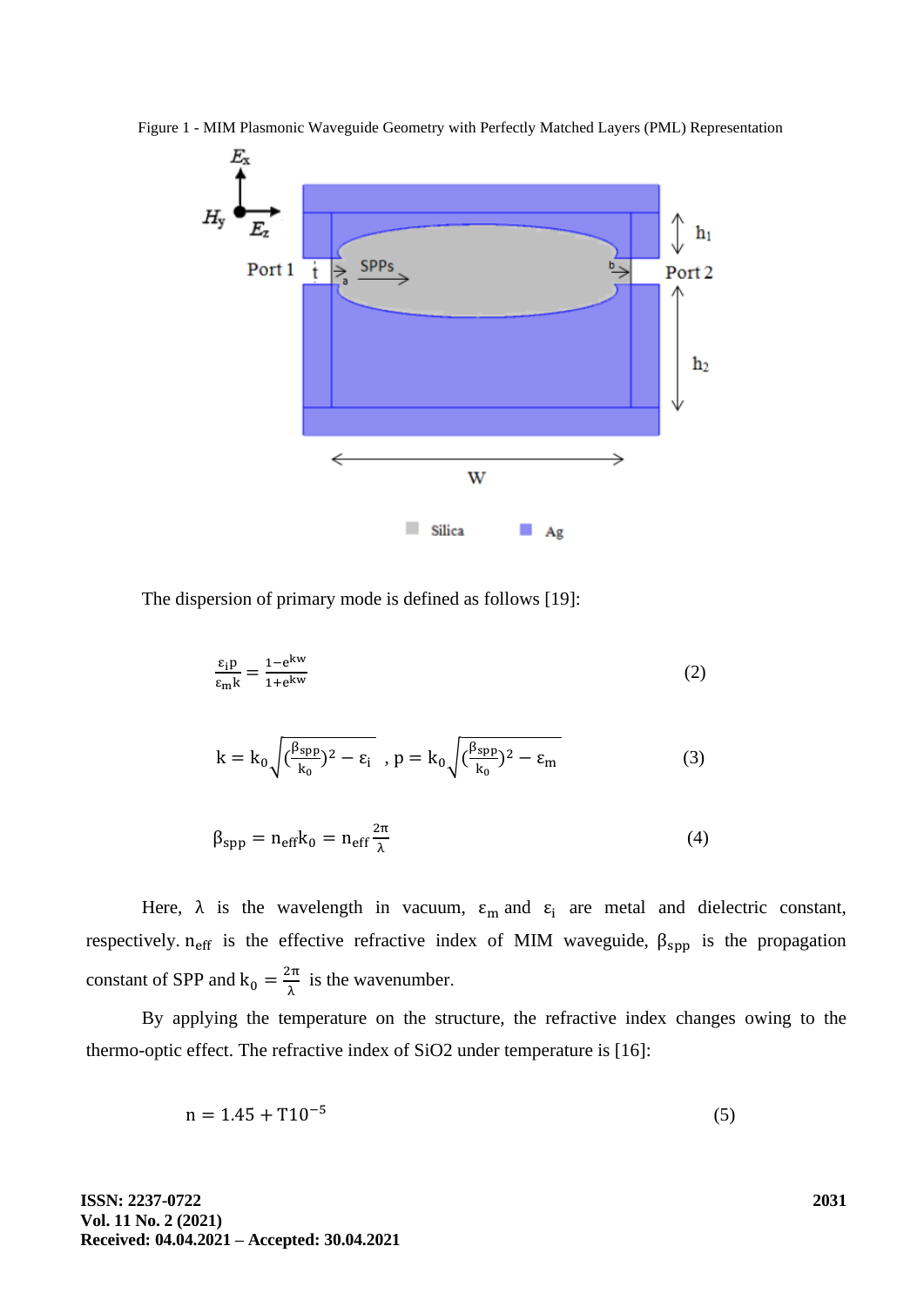Figure 1 - MIM Plasmonic Waveguide Geometry with Perfectly Matched Layers (PML) Representation

The dispersion of primary mode is defined as follows [19]:

$$\frac{\varepsilon_i p}{\varepsilon_m k} = \frac{1-e^{kw}}{1+e^{kw}} \tag{2}$$

$$k = k_0\sqrt{(\frac{\beta_{spp}}{k_0})^2 - \varepsilon_i} \ , p = k_0\sqrt{(\frac{\beta_{spp}}{k_0})^2 - \varepsilon_m} \tag{3}$$

$$\beta_{spp} = n_{eff}k_0 = n_{eff}\frac{2\pi}{\lambda} \tag{4}$$

Here, $\lambda$ is the wavelength in vacuum, $\varepsilon_m$ and $\varepsilon_i$ are metal and dielectric constant, respectively. $n_{eff}$ is the effective refractive index of MIM waveguide, $\beta_{spp}$ is the propagation constant of SPP and $k_0 = \frac{2\pi}{\lambda}$ is the wavenumber.

By applying the temperature on the structure, the refractive index changes owing to the thermo-optic effect. The refractive index of SiO2 under temperature is [16]:

$$n = 1.45 + T10^{-5} \tag{5}$$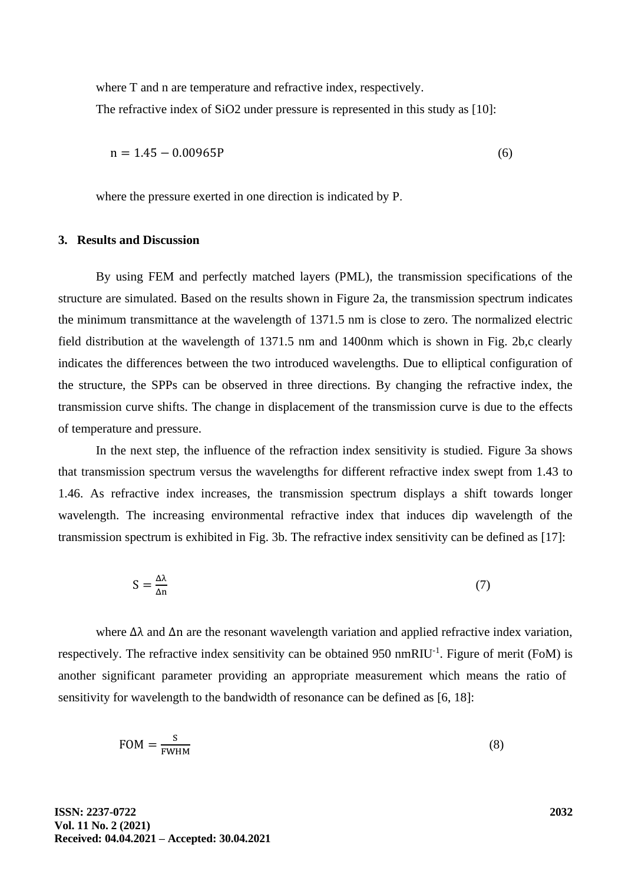where T and n are temperature and refractive index, respectively.

The refractive index of $SiO_2$ under pressure is represented in this study as [10]:

$$n = 1.45 - 0.00965P \tag{6}$$

where the pressure exerted in one direction is indicated by P.

## 3. Results and Discussion

By using FEM and perfectly matched layers (PML), the transmission specifications of the structure are simulated. Based on the results shown in Figure 2a, the transmission spectrum indicates the minimum transmittance at the wavelength of 1371.5 nm is close to zero. The normalized electric field distribution at the wavelength of 1371.5 nm and 1400nm which is shown in Fig. 2b,c clearly indicates the differences between the two introduced wavelengths. Due to elliptical configuration of the structure, the SPPs can be observed in three directions. By changing the refractive index, the transmission curve shifts. The change in displacement of the transmission curve is due to the effects of temperature and pressure.

In the next step, the influence of the refraction index sensitivity is studied. Figure 3a shows that transmission spectrum versus the wavelengths for different refractive index swept from 1.43 to 1.46. As refractive index increases, the transmission spectrum displays a shift towards longer wavelength. The increasing environmental refractive index that induces dip wavelength of the transmission spectrum is exhibited in Fig. 3b. The refractive index sensitivity can be defined as [17]:

$$S = \frac{\Delta\lambda}{\Delta n} \tag{7}$$

where $\Delta\lambda$ and $\Delta n$ are the resonant wavelength variation and applied refractive index variation, respectively. The refractive index sensitivity can be obtained 950 $nmRIU^{-1}$. Figure of merit (FoM) is another significant parameter providing an appropriate measurement which means the ratio of sensitivity for wavelength to the bandwidth of resonance can be defined as [6, 18]:

$$FOM = \frac{S}{FWHM} \tag{8}$$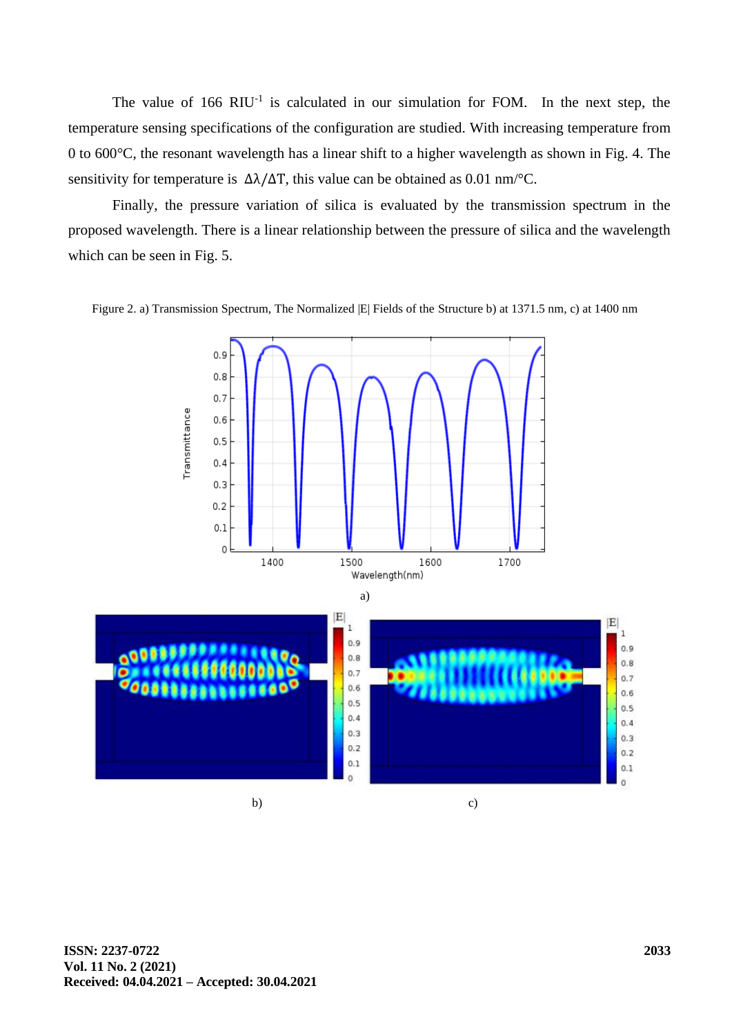The value of 166 $RIU^{-1}$ is calculated in our simulation for FOM. In the next step, the temperature sensing specifications of the configuration are studied. With increasing temperature from 0 to 600°C, the resonant wavelength has a linear shift to a higher wavelength as shown in Fig. 4. The sensitivity for temperature is $\Delta\lambda/\Delta T$, this value can be obtained as 0.01 nm/°C.

Finally, the pressure variation of silica is evaluated by the transmission spectrum in the proposed wavelength. There is a linear relationship between the pressure of silica and the wavelength which can be seen in Fig. 5.

Figure 2. a) Transmission Spectrum, The Normalized |E| Fields of the Structure b) at 1371.5 nm, c) at 1400 nm

a)

b)

c)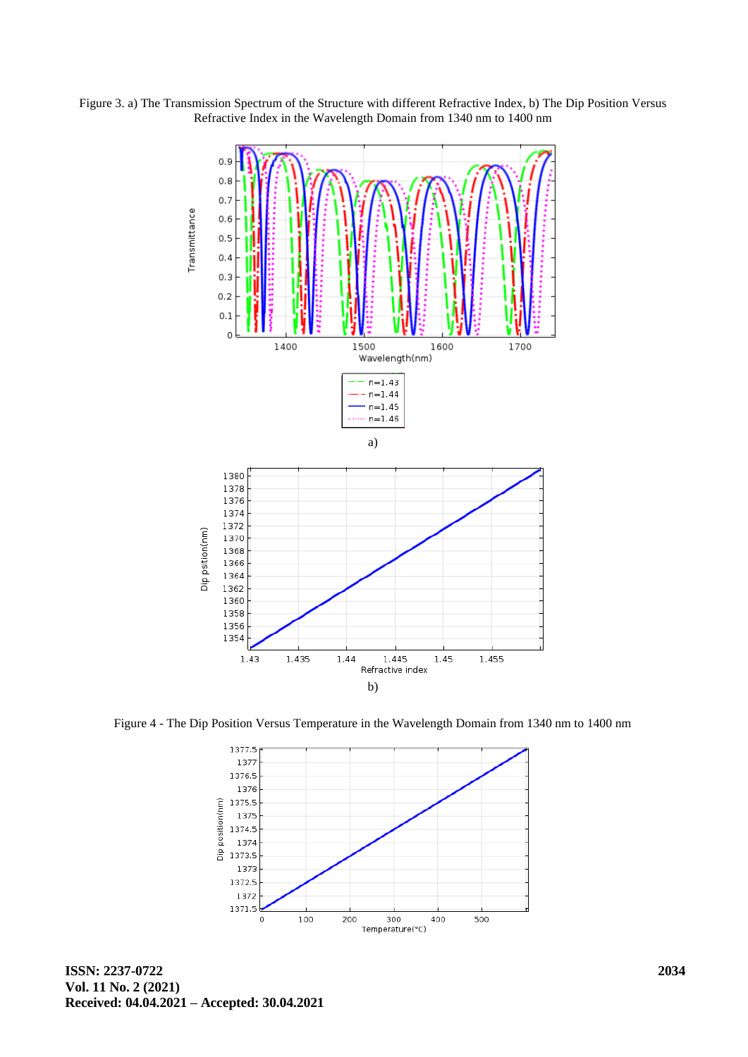Figure 3. a) The Transmission Spectrum of the Structure with different Refractive Index, b) The Dip Position Versus Refractive Index in the Wavelength Domain from 1340 nm to 1400 nm

a)

b)

Figure 4 - The Dip Position Versus Temperature in the Wavelength Domain from 1340 nm to 1400 nm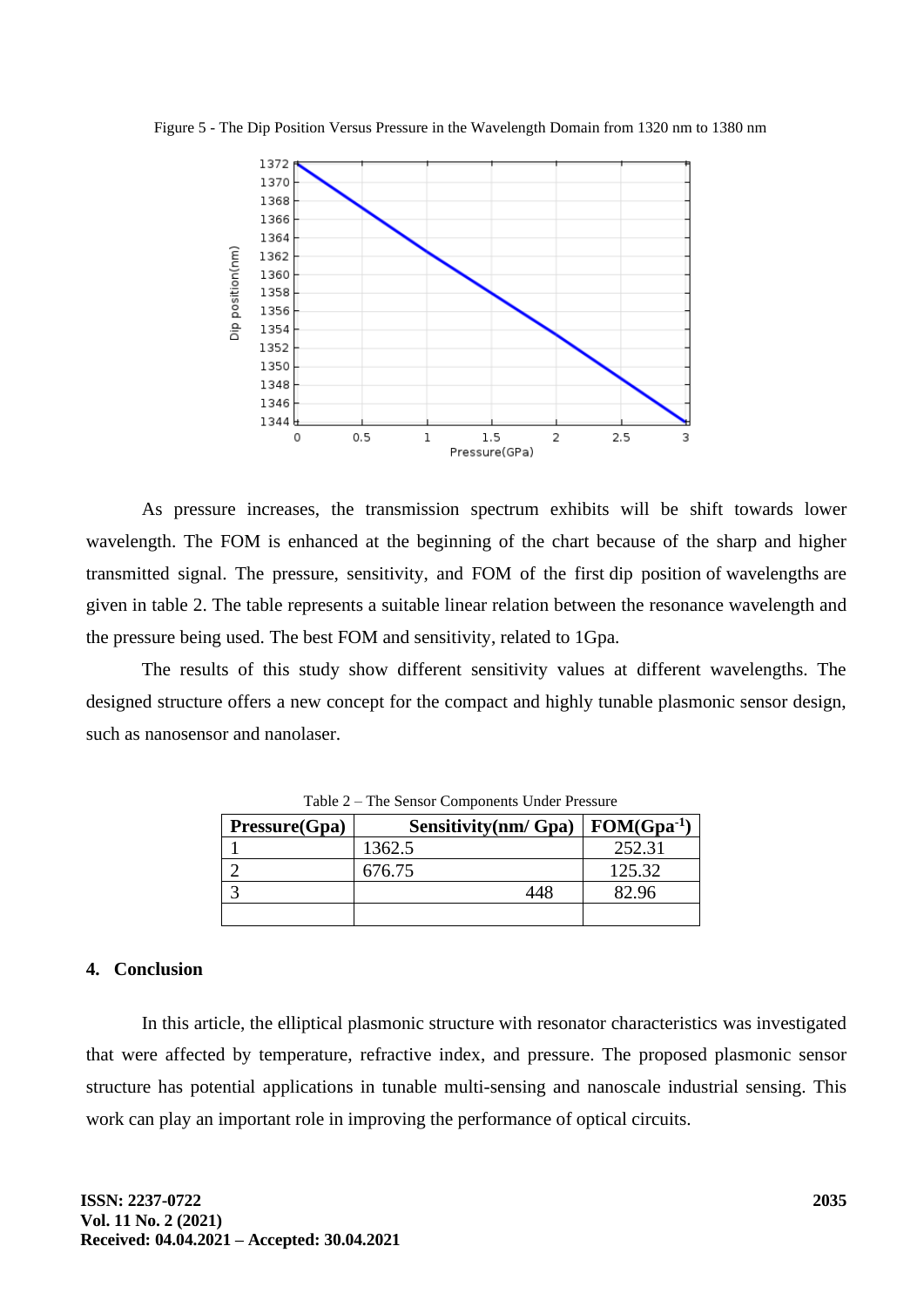Figure 5 - The Dip Position Versus Pressure in the Wavelength Domain from 1320 nm to 1380 nm

As pressure increases, the transmission spectrum exhibits will be shift towards lower wavelength. The FOM is enhanced at the beginning of the chart because of the sharp and higher transmitted signal. The pressure, sensitivity, and FOM of the first dip position of wavelengths are given in table 2. The table represents a suitable linear relation between the resonance wavelength and the pressure being used. The best FOM and sensitivity, related to 1Gpa.

The results of this study show different sensitivity values at different wavelengths. The designed structure offers a new concept for the compact and highly tunable plasmonic sensor design, such as nanosensor and nanolaser.

Table 2 – The Sensor Components Under Pressure

| Pressure(Gpa) | Sensitivity(nm/ Gpa) | FOM($Gpa^{-1}$) |
|---|---|---|
| 1 | 1362.5 | 252.31 |
| 2 | 676.75 | 125.32 |
| 3 | 448 | 82.96 |
| | | |

## 4. Conclusion

In this article, the elliptical plasmonic structure with resonator characteristics was investigated that were affected by temperature, refractive index, and pressure. The proposed plasmonic sensor structure has potential applications in tunable multi-sensing and nanoscale industrial sensing. This work can play an important role in improving the performance of optical circuits.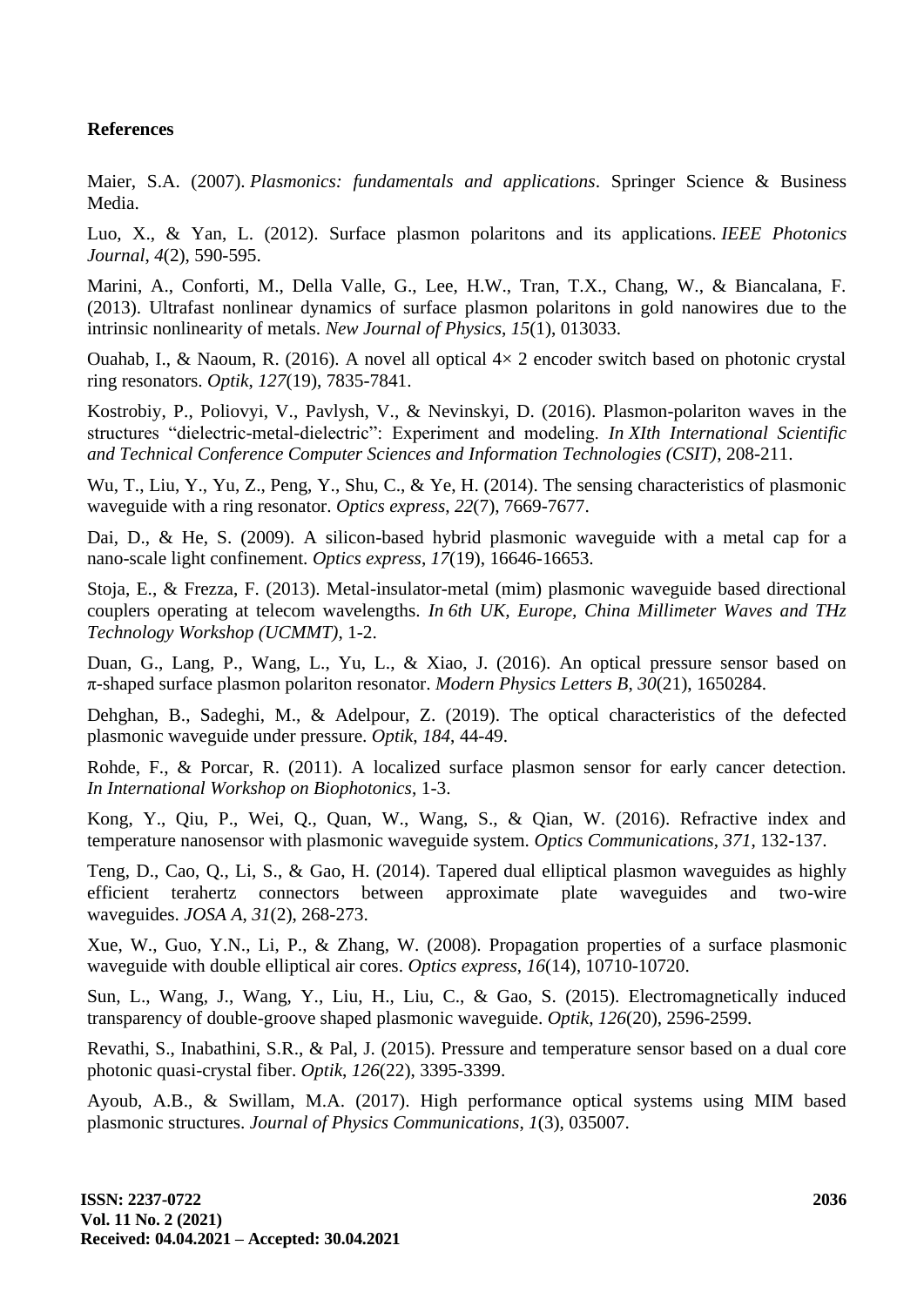**References**

Maier, S.A. (2007). *Plasmonics: fundamentals and applications*. Springer Science & Business Media.

Luo, X., & Yan, L. (2012). Surface plasmon polaritons and its applications. *IEEE Photonics Journal*, *4*(2), 590-595.

Marini, A., Conforti, M., Della Valle, G., Lee, H.W., Tran, T.X., Chang, W., & Biancalana, F. (2013). Ultrafast nonlinear dynamics of surface plasmon polaritons in gold nanowires due to the intrinsic nonlinearity of metals. *New Journal of Physics*, *15*(1), 013033.

Ouahab, I., & Naoum, R. (2016). A novel all optical 4× 2 encoder switch based on photonic crystal ring resonators. *Optik*, *127*(19), 7835-7841.

Kostrobiy, P., Poliovyi, V., Pavlysh, V., & Nevinskyi, D. (2016). Plasmon-polariton waves in the structures "dielectric-metal-dielectric": Experiment and modeling. *In XIth International Scientific and Technical Conference Computer Sciences and Information Technologies (CSIT)*, 208-211.

Wu, T., Liu, Y., Yu, Z., Peng, Y., Shu, C., & Ye, H. (2014). The sensing characteristics of plasmonic waveguide with a ring resonator. *Optics express*, *22*(7), 7669-7677.

Dai, D., & He, S. (2009). A silicon-based hybrid plasmonic waveguide with a metal cap for a nano-scale light confinement. *Optics express*, *17*(19), 16646-16653.

Stoja, E., & Frezza, F. (2013). Metal-insulator-metal (mim) plasmonic waveguide based directional couplers operating at telecom wavelengths. *In 6th UK, Europe, China Millimeter Waves and THz Technology Workshop (UCMMT)*, 1-2.

Duan, G., Lang, P., Wang, L., Yu, L., & Xiao, J. (2016). An optical pressure sensor based on π-shaped surface plasmon polariton resonator. *Modern Physics Letters B*, *30*(21), 1650284.

Dehghan, B., Sadeghi, M., & Adelpour, Z. (2019). The optical characteristics of the defected plasmonic waveguide under pressure. *Optik*, *184*, 44-49.

Rohde, F., & Porcar, R. (2011). A localized surface plasmon sensor for early cancer detection. *In International Workshop on Biophotonics*, 1-3.

Kong, Y., Qiu, P., Wei, Q., Quan, W., Wang, S., & Qian, W. (2016). Refractive index and temperature nanosensor with plasmonic waveguide system. *Optics Communications*, *371*, 132-137.

Teng, D., Cao, Q., Li, S., & Gao, H. (2014). Tapered dual elliptical plasmon waveguides as highly efficient terahertz connectors between approximate plate waveguides and two-wire waveguides. *JOSA A*, *31*(2), 268-273.

Xue, W., Guo, Y.N., Li, P., & Zhang, W. (2008). Propagation properties of a surface plasmonic waveguide with double elliptical air cores. *Optics express*, *16*(14), 10710-10720.

Sun, L., Wang, J., Wang, Y., Liu, H., Liu, C., & Gao, S. (2015). Electromagnetically induced transparency of double-groove shaped plasmonic waveguide. *Optik*, *126*(20), 2596-2599.

Revathi, S., Inabathini, S.R., & Pal, J. (2015). Pressure and temperature sensor based on a dual core photonic quasi-crystal fiber. *Optik*, *126*(22), 3395-3399.

Ayoub, A.B., & Swillam, M.A. (2017). High performance optical systems using MIM based plasmonic structures. *Journal of Physics Communications*, *1*(3), 035007.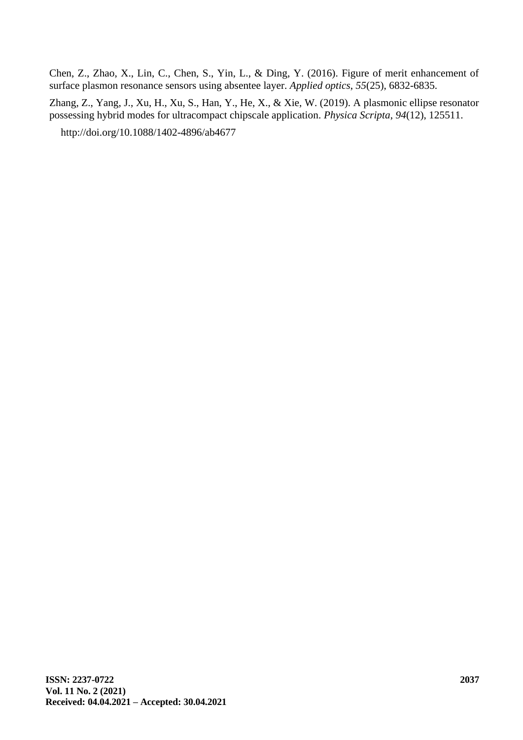Chen, Z., Zhao, X., Lin, C., Chen, S., Yin, L., & Ding, Y. (2016). Figure of merit enhancement of surface plasmon resonance sensors using absentee layer. *Applied optics*, *55*(25), 6832-6835.

Zhang, Z., Yang, J., Xu, H., Xu, S., Han, Y., He, X., & Xie, W. (2019). A plasmonic ellipse resonator possessing hybrid modes for ultracompact chipscale application. *Physica Scripta*, *94*(12), 125511.

http://doi.org/10.1088/1402-4896/ab4677